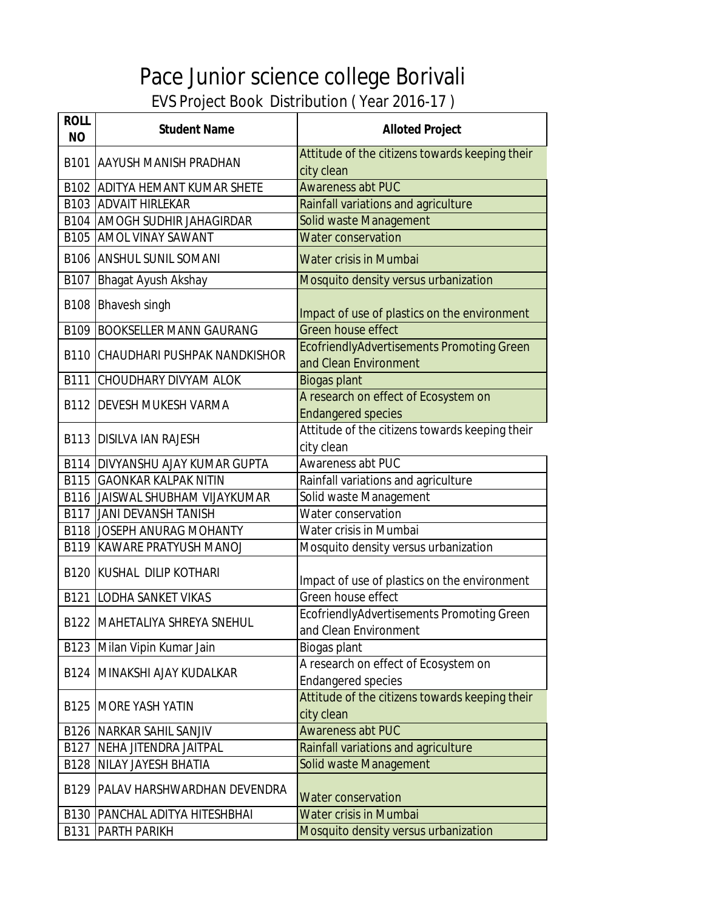# Pace Junior science college Borivali

## EVS Project Book Distribution ( Year 2016-17 )

| ROLL NO | Student Name | Alloted Project |
|---|---|---|
| B101 | AAYUSH MANISH PRADHAN | Attitude of the citizens towards keeping their city clean |
| B102 | ADITYA HEMANT KUMAR SHETE | Awareness abt PUC |
| B103 | ADVAIT HIRLEKAR | Rainfall variations and agriculture |
| B104 | AMOGH SUDHIR JAHAGIRDAR | Solid waste Management |
| B105 | AMOL VINAY SAWANT | Water conservation |
| B106 | ANSHUL SUNIL SOMANI | Water crisis in Mumbai |
| B107 | Bhagat Ayush Akshay | Mosquito density versus urbanization |
| B108 | Bhavesh singh | Impact of use of plastics on the environment |
| B109 | BOOKSELLER MANN GAURANG | Green house effect |
| B110 | CHAUDHARI PUSHPAK NANDKISHOR | EcofriendlyAdvertisements Promoting Green and Clean Environment |
| B111 | CHOUDHARY DIVYAM ALOK | Biogas plant |
| B112 | DEVESH MUKESH VARMA | A research on effect of Ecosystem on Endangered species |
| B113 | DISILVA IAN RAJESH | Attitude of the citizens towards keeping their city clean |
| B114 | DIVYANSHU AJAY KUMAR GUPTA | Awareness abt PUC |
| B115 | GAONKAR KALPAK NITIN | Rainfall variations and agriculture |
| B116 | JAISWAL SHUBHAM VIJAYKUMAR | Solid waste Management |
| B117 | JANI DEVANSH TANISH | Water conservation |
| B118 | JOSEPH ANURAG MOHANTY | Water crisis in Mumbai |
| B119 | KAWARE PRATYUSH MANOJ | Mosquito density versus urbanization |
| B120 | KUSHAL DILIP KOTHARI | Impact of use of plastics on the environment |
| B121 | LODHA SANKET VIKAS | Green house effect |
| B122 | MAHETALIYA SHREYA SNEHUL | EcofriendlyAdvertisements Promoting Green and Clean Environment |
| B123 | Milan Vipin Kumar Jain | Biogas plant |
| B124 | MINAKSHI AJAY KUDALKAR | A research on effect of Ecosystem on Endangered species |
| B125 | MORE YASH YATIN | Attitude of the citizens towards keeping their city clean |
| B126 | NARKAR SAHIL SANJIV | Awareness abt PUC |
| B127 | NEHA JITENDRA JAITPAL | Rainfall variations and agriculture |
| B128 | NILAY JAYESH BHATIA | Solid waste Management |
| B129 | PALAV HARSHWARDHAN DEVENDRA | Water conservation |
| B130 | PANCHAL ADITYA HITESHBHAI | Water crisis in Mumbai |
| B131 | PARTH PARIKH | Mosquito density versus urbanization |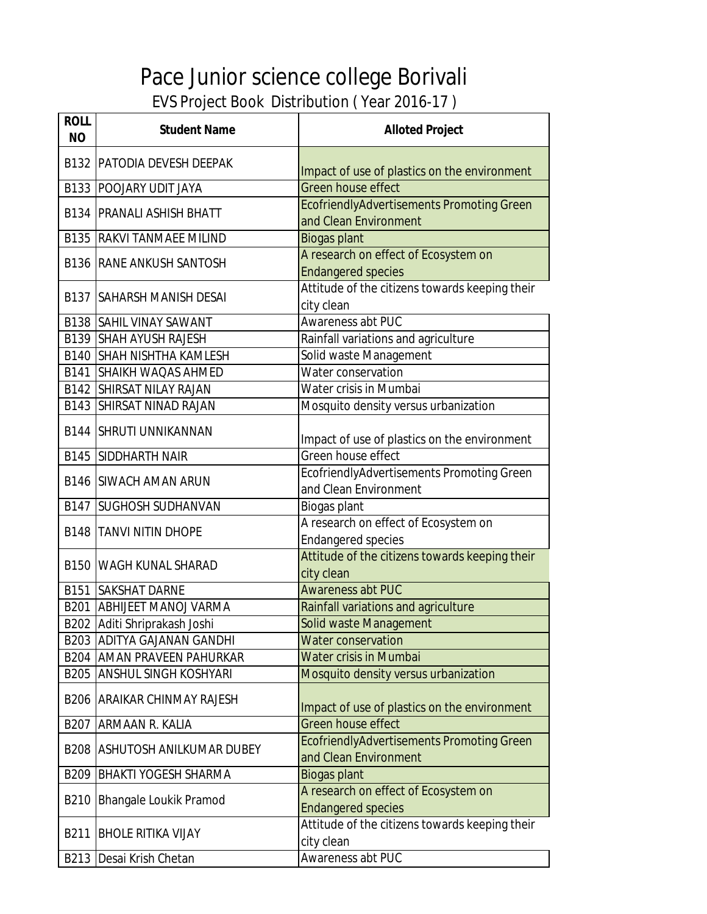# Pace Junior science college Borivali

## EVS Project Book Distribution ( Year 2016-17 )

| ROLL NO | Student Name | Alloted Project |
|---|---|---|
| B132 | PATODIA DEVESH DEEPAK | Impact of use of plastics on the environment |
| B133 | POOJARY UDIT JAYA | Green house effect |
| B134 | PRANALI ASHISH BHATT | EcofriendlyAdvertisements Promoting Green and Clean Environment |
| B135 | RAKVI TANMAEE MILIND | Biogas plant |
| B136 | RANE ANKUSH SANTOSH | A research on effect of Ecosystem on Endangered species |
| B137 | SAHARSH MANISH DESAI | Attitude of the citizens towards keeping their city clean |
| B138 | SAHIL VINAY SAWANT | Awareness abt PUC |
| B139 | SHAH AYUSH RAJESH | Rainfall variations and agriculture |
| B140 | SHAH NISHTHA KAMLESH | Solid waste Management |
| B141 | SHAIKH WAQAS AHMED | Water conservation |
| B142 | SHIRSAT NILAY RAJAN | Water crisis in Mumbai |
| B143 | SHIRSAT NINAD RAJAN | Mosquito density versus urbanization |
| B144 | SHRUTI UNNIKANNAN | Impact of use of plastics on the environment |
| B145 | SIDDHARTH NAIR | Green house effect |
| B146 | SIWACH AMAN ARUN | EcofriendlyAdvertisements Promoting Green and Clean Environment |
| B147 | SUGHOSH SUDHANVAN | Biogas plant |
| B148 | TANVI NITIN DHOPE | A research on effect of Ecosystem on Endangered species |
| B150 | WAGH KUNAL SHARAD | Attitude of the citizens towards keeping their city clean |
| B151 | SAKSHAT DARNE | Awareness abt PUC |
| B201 | ABHIJEET MANOJ VARMA | Rainfall variations and agriculture |
| B202 | Aditi Shriprakash Joshi | Solid waste Management |
| B203 | ADITYA GAJANAN GANDHI | Water conservation |
| B204 | AMAN PRAVEEN PAHURKAR | Water crisis in Mumbai |
| B205 | ANSHUL SINGH KOSHYARI | Mosquito density versus urbanization |
| B206 | ARAIKAR CHINMAY RAJESH | Impact of use of plastics on the environment |
| B207 | ARMAAN R. KALIA | Green house effect |
| B208 | ASHUTOSH ANILKUMAR DUBEY | EcofriendlyAdvertisements Promoting Green and Clean Environment |
| B209 | BHAKTI YOGESH SHARMA | Biogas plant |
| B210 | Bhangale Loukik Pramod | A research on effect of Ecosystem on Endangered species |
| B211 | BHOLE RITIKA VIJAY | Attitude of the citizens towards keeping their city clean |
| B213 | Desai Krish Chetan | Awareness abt PUC |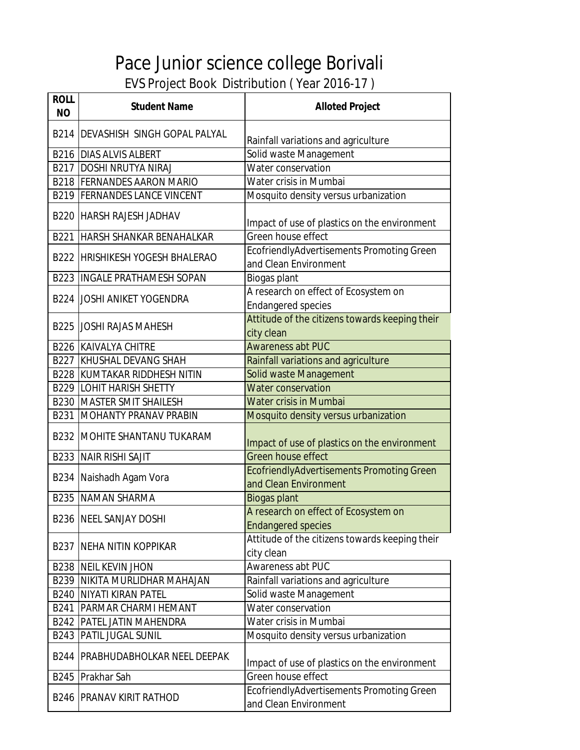# Pace Junior science college Borivali

## EVS Project Book Distribution ( Year 2016-17 )

| ROLL NO | Student Name | Alloted Project |
|---|---|---|
| B214 | DEVASHISH SINGH GOPAL PALYAL | Rainfall variations and agriculture |
| B216 | DIAS ALVIS ALBERT | Solid waste Management |
| B217 | DOSHI NRUTYA NIRAJ | Water conservation |
| B218 | FERNANDES AARON MARIO | Water crisis in Mumbai |
| B219 | FERNANDES LANCE VINCENT | Mosquito density versus urbanization |
| B220 | HARSH RAJESH JADHAV | Impact of use of plastics on the environment |
| B221 | HARSH SHANKAR BENAHALKAR | Green house effect |
| B222 | HRISHIKESH YOGESH BHALERAO | EcofriendlyAdvertisements Promoting Green and Clean Environment |
| B223 | INGALE PRATHAMESH SOPAN | Biogas plant |
| B224 | JOSHI ANIKET YOGENDRA | A research on effect of Ecosystem on Endangered species |
| B225 | JOSHI RAJAS MAHESH | Attitude of the citizens towards keeping their city clean |
| B226 | KAIVALYA CHITRE | Awareness abt PUC |
| B227 | KHUSHAL DEVANG SHAH | Rainfall variations and agriculture |
| B228 | KUMTAKAR RIDDHESH NITIN | Solid waste Management |
| B229 | LOHIT HARISH SHETTY | Water conservation |
| B230 | MASTER SMIT SHAILESH | Water crisis in Mumbai |
| B231 | MOHANTY PRANAV PRABIN | Mosquito density versus urbanization |
| B232 | MOHITE SHANTANU TUKARAM | Impact of use of plastics on the environment |
| B233 | NAIR RISHI SAJIT | Green house effect |
| B234 | Naishadh Agam Vora | EcofriendlyAdvertisements Promoting Green and Clean Environment |
| B235 | NAMAN SHARMA | Biogas plant |
| B236 | NEEL SANJAY DOSHI | A research on effect of Ecosystem on Endangered species |
| B237 | NEHA NITIN KOPPIKAR | Attitude of the citizens towards keeping their city clean |
| B238 | NEIL KEVIN JHON | Awareness abt PUC |
| B239 | NIKITA MURLIDHAR MAHAJAN | Rainfall variations and agriculture |
| B240 | NIYATI KIRAN PATEL | Solid waste Management |
| B241 | PARMAR CHARMI HEMANT | Water conservation |
| B242 | PATEL JATIN MAHENDRA | Water crisis in Mumbai |
| B243 | PATIL JUGAL SUNIL | Mosquito density versus urbanization |
| B244 | PRABHUDABHOLKAR NEEL DEEPAK | Impact of use of plastics on the environment |
| B245 | Prakhar Sah | Green house effect |
| B246 | PRANAV KIRIT RATHOD | EcofriendlyAdvertisements Promoting Green and Clean Environment |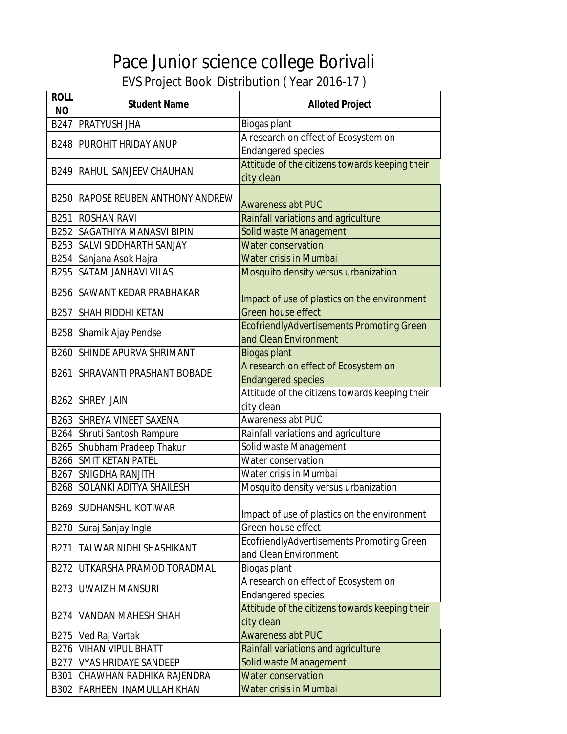# Pace Junior science college Borivali

## EVS Project Book Distribution ( Year 2016-17 )

| ROLL NO | Student Name | Alloted Project |
|---|---|---|
| B247 | PRATYUSH JHA | Biogas plant |
| B248 | PUROHIT HRIDAY ANUP | A research on effect of Ecosystem on Endangered species |
| B249 | RAHUL SANJEEV CHAUHAN | Attitude of the citizens towards keeping their city clean |
| B250 | RAPOSE REUBEN ANTHONY ANDREW | Awareness abt PUC |
| B251 | ROSHAN RAVI | Rainfall variations and agriculture |
| B252 | SAGATHIYA MANASVI BIPIN | Solid waste Management |
| B253 | SALVI SIDDHARTH SANJAY | Water conservation |
| B254 | Sanjana Asok Hajra | Water crisis in Mumbai |
| B255 | SATAM JANHAVI VILAS | Mosquito density versus urbanization |
| B256 | SAWANT KEDAR PRABHAKAR | Impact of use of plastics on the environment |
| B257 | SHAH RIDDHI KETAN | Green house effect |
| B258 | Shamik Ajay Pendse | EcofriendlyAdvertisements Promoting Green and Clean Environment |
| B260 | SHINDE APURVA SHRIMANT | Biogas plant |
| B261 | SHRAVANTI PRASHANT BOBADE | A research on effect of Ecosystem on Endangered species |
| B262 | SHREY JAIN | Attitude of the citizens towards keeping their city clean |
| B263 | SHREYA VINEET SAXENA | Awareness abt PUC |
| B264 | Shruti Santosh Rampure | Rainfall variations and agriculture |
| B265 | Shubham Pradeep Thakur | Solid waste Management |
| B266 | SMIT KETAN PATEL | Water conservation |
| B267 | SNIGDHA RANJITH | Water crisis in Mumbai |
| B268 | SOLANKI ADITYA SHAILESH | Mosquito density versus urbanization |
| B269 | SUDHANSHU KOTIWAR | Impact of use of plastics on the environment |
| B270 | Suraj Sanjay Ingle | Green house effect |
| B271 | TALWAR NIDHI SHASHIKANT | EcofriendlyAdvertisements Promoting Green and Clean Environment |
| B272 | UTKARSHA PRAMOD TORADMAL | Biogas plant |
| B273 | UWAIZ H MANSURI | A research on effect of Ecosystem on Endangered species |
| B274 | VANDAN MAHESH SHAH | Attitude of the citizens towards keeping their city clean |
| B275 | Ved Raj Vartak | Awareness abt PUC |
| B276 | VIHAN VIPUL BHATT | Rainfall variations and agriculture |
| B277 | VYAS HRIDAYE SANDEEP | Solid waste Management |
| B301 | CHAWHAN RADHIKA RAJENDRA | Water conservation |
| B302 | FARHEEN INAMULLAH KHAN | Water crisis in Mumbai |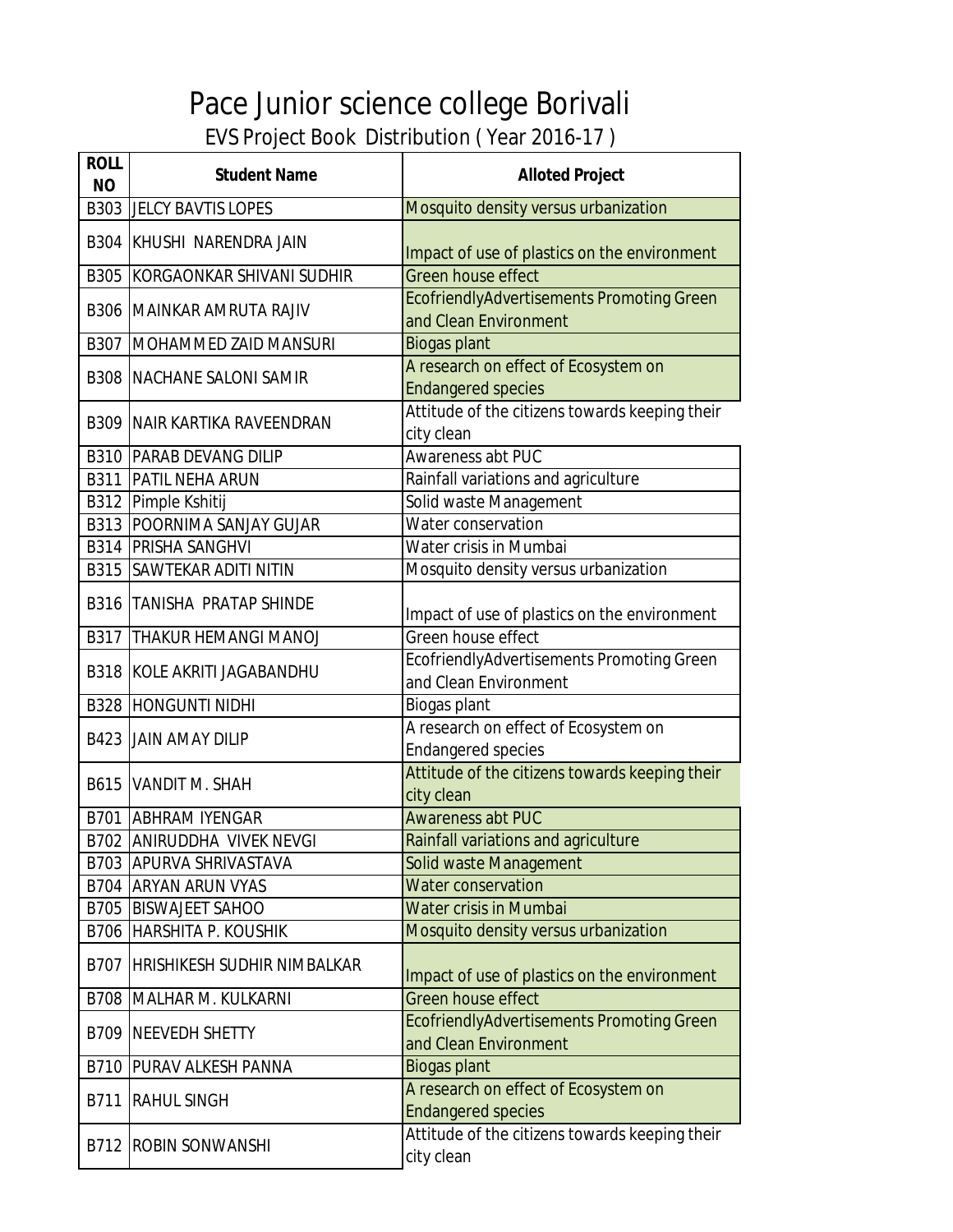# Pace Junior science college Borivali

## EVS Project Book Distribution ( Year 2016-17 )

| ROLL NO | Student Name | Alloted Project |
|---|---|---|
| B303 | JELCY BAVTIS LOPES | Mosquito density versus urbanization |
| B304 | KHUSHI NARENDRA JAIN | Impact of use of plastics on the environment |
| B305 | KORGAONKAR SHIVANI SUDHIR | Green house effect |
| B306 | MAINKAR AMRUTA RAJIV | EcofriendlyAdvertisements Promoting Green and Clean Environment |
| B307 | MOHAMMED ZAID MANSURI | Biogas plant |
| B308 | NACHANE SALONI SAMIR | A research on effect of Ecosystem on Endangered species |
| B309 | NAIR KARTIKA RAVEENDRAN | Attitude of the citizens towards keeping their city clean |
| B310 | PARAB DEVANG DILIP | Awareness abt PUC |
| B311 | PATIL NEHA ARUN | Rainfall variations and agriculture |
| B312 | Pimple Kshitij | Solid waste Management |
| B313 | POORNIMA SANJAY GUJAR | Water conservation |
| B314 | PRISHA SANGHVI | Water crisis in Mumbai |
| B315 | SAWTEKAR ADITI NITIN | Mosquito density versus urbanization |
| B316 | TANISHA PRATAP SHINDE | Impact of use of plastics on the environment |
| B317 | THAKUR HEMANGI MANOJ | Green house effect |
| B318 | KOLE AKRITI JAGABANDHU | EcofriendlyAdvertisements Promoting Green and Clean Environment |
| B328 | HONGUNTI NIDHI | Biogas plant |
| B423 | JAIN AMAY DILIP | A research on effect of Ecosystem on Endangered species |
| B615 | VANDIT M. SHAH | Attitude of the citizens towards keeping their city clean |
| B701 | ABHRAM IYENGAR | Awareness abt PUC |
| B702 | ANIRUDDHA VIVEK NEVGI | Rainfall variations and agriculture |
| B703 | APURVA SHRIVASTAVA | Solid waste Management |
| B704 | ARYAN ARUN VYAS | Water conservation |
| B705 | BISWAJEET SAHOO | Water crisis in Mumbai |
| B706 | HARSHITA P. KOUSHIK | Mosquito density versus urbanization |
| B707 | HRISHIKESH SUDHIR NIMBALKAR | Impact of use of plastics on the environment |
| B708 | MALHAR M. KULKARNI | Green house effect |
| B709 | NEEVEDH SHETTY | EcofriendlyAdvertisements Promoting Green and Clean Environment |
| B710 | PURAV ALKESH PANNA | Biogas plant |
| B711 | RAHUL SINGH | A research on effect of Ecosystem on Endangered species |
| B712 | ROBIN SONWANSHI | Attitude of the citizens towards keeping their city clean |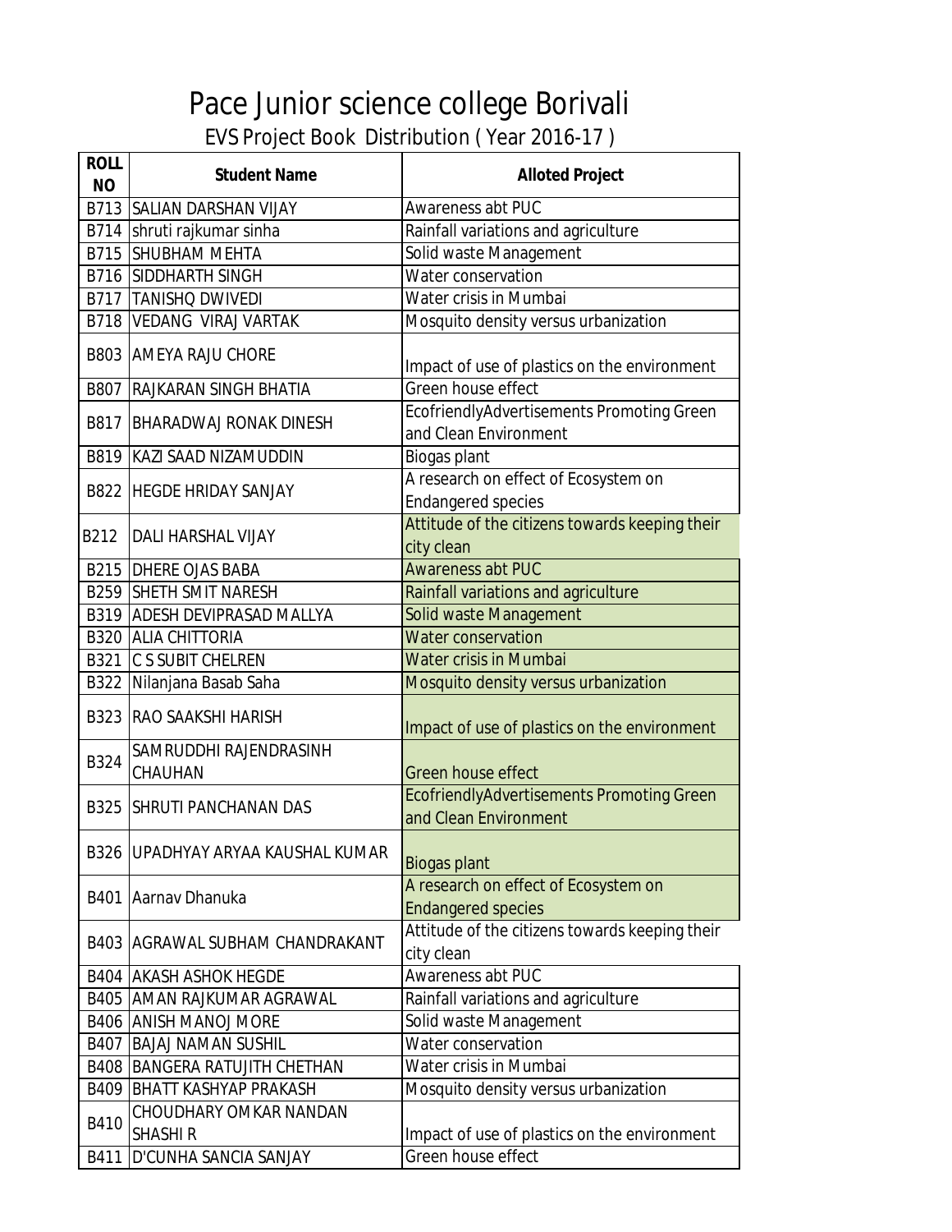# Pace Junior science college Borivali

## EVS Project Book Distribution ( Year 2016-17 )

| ROLL NO | Student Name | Alloted Project |
|---|---|---|
| B713 | SALIAN DARSHAN VIJAY | Awareness abt PUC |
| B714 | shruti rajkumar sinha | Rainfall variations and agriculture |
| B715 | SHUBHAM MEHTA | Solid waste Management |
| B716 | SIDDHARTH SINGH | Water conservation |
| B717 | TANISHQ DWIVEDI | Water crisis in Mumbai |
| B718 | VEDANG VIRAJ VARTAK | Mosquito density versus urbanization |
| B803 | AMEYA RAJU CHORE | Impact of use of plastics on the environment |
| B807 | RAJKARAN SINGH BHATIA | Green house effect |
| B817 | BHARADWAJ RONAK DINESH | EcofriendlyAdvertisements Promoting Green and Clean Environment |
| B819 | KAZI SAAD NIZAMUDDIN | Biogas plant |
| B822 | HEGDE HRIDAY SANJAY | A research on effect of Ecosystem on Endangered species |
| B212 | DALI HARSHAL VIJAY | Attitude of the citizens towards keeping their city clean |
| B215 | DHERE OJAS BABA | Awareness abt PUC |
| B259 | SHETH SMIT NARESH | Rainfall variations and agriculture |
| B319 | ADESH DEVIPRASAD MALLYA | Solid waste Management |
| B320 | ALIA CHITTORIA | Water conservation |
| B321 | C S SUBIT CHELREN | Water crisis in Mumbai |
| B322 | Nilanjana Basab Saha | Mosquito density versus urbanization |
| B323 | RAO SAAKSHI HARISH | Impact of use of plastics on the environment |
| B324 | SAMRUDDHI RAJENDRASINH CHAUHAN | Green house effect |
| B325 | SHRUTI PANCHANAN DAS | EcofriendlyAdvertisements Promoting Green and Clean Environment |
| B326 | UPADHYAY ARYAA KAUSHAL KUMAR | Biogas plant |
| B401 | Aarnav Dhanuka | A research on effect of Ecosystem on Endangered species |
| B403 | AGRAWAL SUBHAM CHANDRAKANT | Attitude of the citizens towards keeping their city clean |
| B404 | AKASH ASHOK HEGDE | Awareness abt PUC |
| B405 | AMAN RAJKUMAR AGRAWAL | Rainfall variations and agriculture |
| B406 | ANISH MANOJ MORE | Solid waste Management |
| B407 | BAJAJ NAMAN SUSHIL | Water conservation |
| B408 | BANGERA RATUJITH CHETHAN | Water crisis in Mumbai |
| B409 | BHATT KASHYAP PRAKASH | Mosquito density versus urbanization |
| B410 | CHOUDHARY OMKAR NANDAN SHASHI R | Impact of use of plastics on the environment |
| B411 | D'CUNHA SANCIA SANJAY | Green house effect |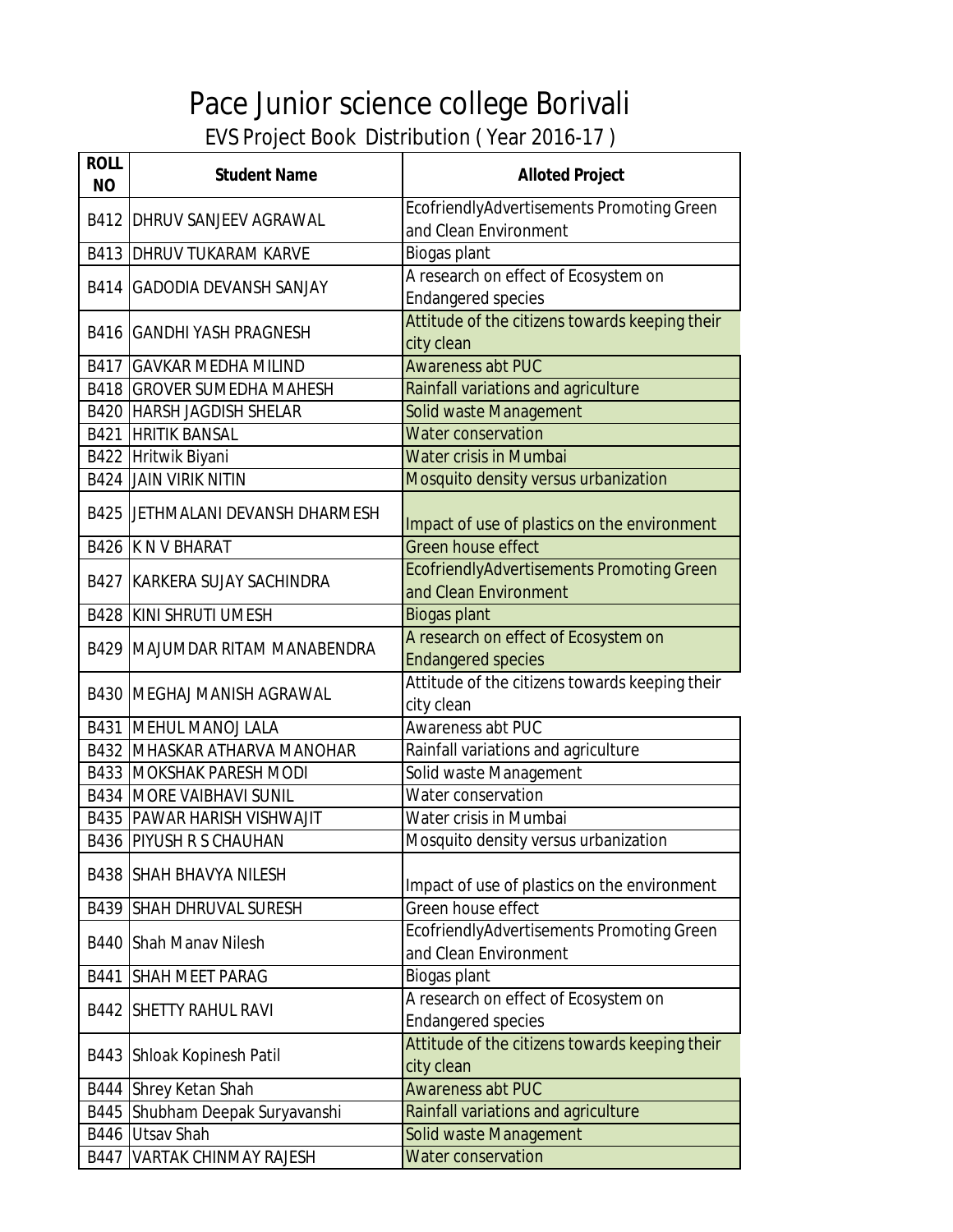# Pace Junior science college Borivali

## EVS Project Book Distribution ( Year 2016-17 )

| ROLL NO | Student Name | Alloted Project |
|---|---|---|
| B412 | DHRUV SANJEEV AGRAWAL | EcofriendlyAdvertisements Promoting Green and Clean Environment |
| B413 | DHRUV TUKARAM KARVE | Biogas plant |
| B414 | GADODIA DEVANSH SANJAY | A research on effect of Ecosystem on Endangered species |
| B416 | GANDHI YASH PRAGNESH | Attitude of the citizens towards keeping their city clean |
| B417 | GAVKAR MEDHA MILIND | Awareness abt PUC |
| B418 | GROVER SUMEDHA MAHESH | Rainfall variations and agriculture |
| B420 | HARSH JAGDISH SHELAR | Solid waste Management |
| B421 | HRITIK BANSAL | Water conservation |
| B422 | Hritwik Biyani | Water crisis in Mumbai |
| B424 | JAIN VIRIK NITIN | Mosquito density versus urbanization |
| B425 | JETHMALANI DEVANSH DHARMESH | Impact of use of plastics on the environment |
| B426 | K N V BHARAT | Green house effect |
| B427 | KARKERA SUJAY SACHINDRA | EcofriendlyAdvertisements Promoting Green and Clean Environment |
| B428 | KINI SHRUTI UMESH | Biogas plant |
| B429 | MAJUMDAR RITAM MANABENDRA | A research on effect of Ecosystem on Endangered species |
| B430 | MEGHAJ MANISH AGRAWAL | Attitude of the citizens towards keeping their city clean |
| B431 | MEHUL MANOJ LALA | Awareness abt PUC |
| B432 | MHASKAR ATHARVA MANOHAR | Rainfall variations and agriculture |
| B433 | MOKSHAK PARESH MODI | Solid waste Management |
| B434 | MORE VAIBHAVI SUNIL | Water conservation |
| B435 | PAWAR HARISH VISHWAJIT | Water crisis in Mumbai |
| B436 | PIYUSH R S CHAUHAN | Mosquito density versus urbanization |
| B438 | SHAH BHAVYA NILESH | Impact of use of plastics on the environment |
| B439 | SHAH DHRUVAL SURESH | Green house effect |
| B440 | Shah Manav Nilesh | EcofriendlyAdvertisements Promoting Green and Clean Environment |
| B441 | SHAH MEET PARAG | Biogas plant |
| B442 | SHETTY RAHUL RAVI | A research on effect of Ecosystem on Endangered species |
| B443 | Shloak Kopinesh Patil | Attitude of the citizens towards keeping their city clean |
| B444 | Shrey Ketan Shah | Awareness abt PUC |
| B445 | Shubham Deepak Suryavanshi | Rainfall variations and agriculture |
| B446 | Utsav Shah | Solid waste Management |
| B447 | VARTAK CHINMAY RAJESH | Water conservation |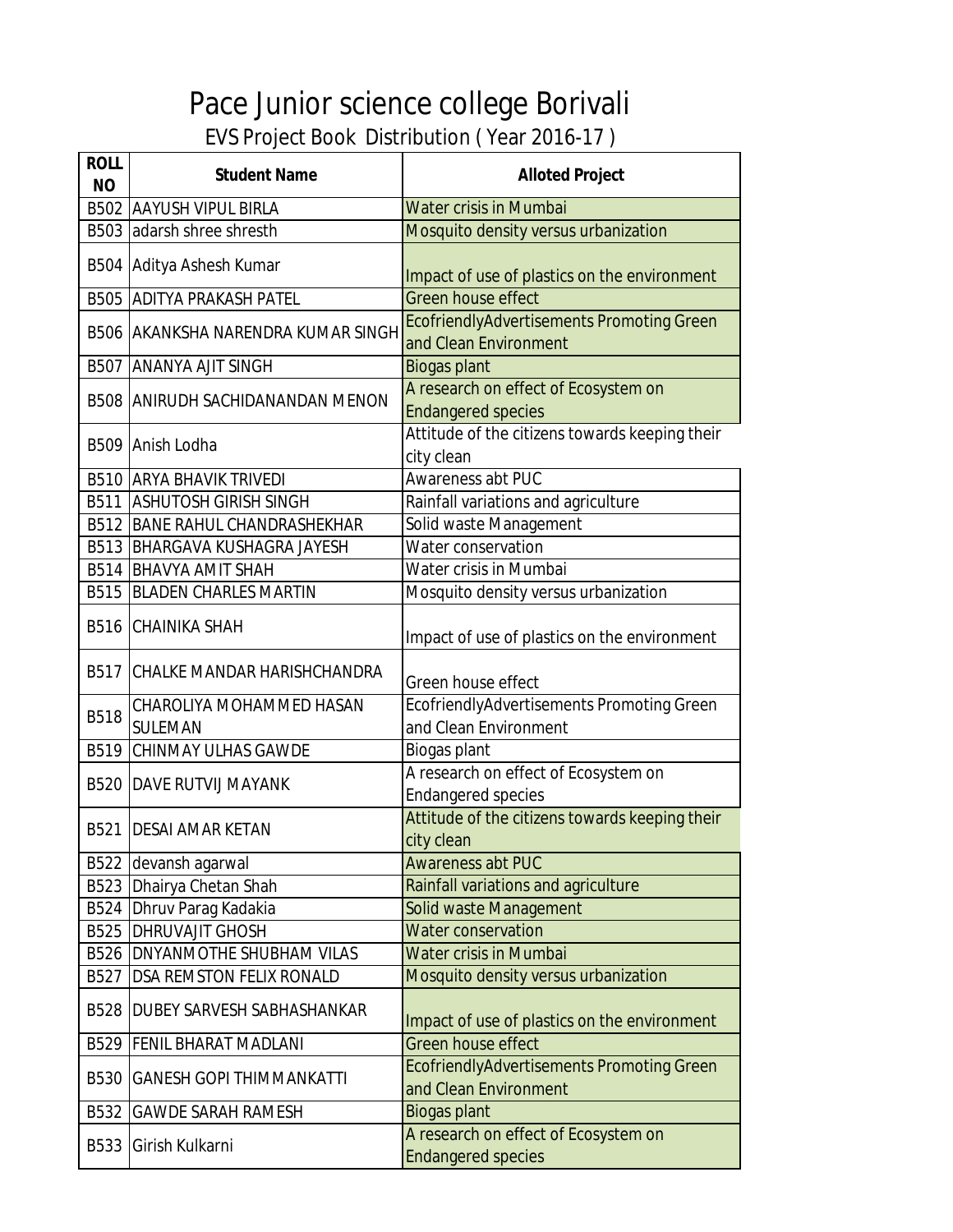# Pace Junior science college Borivali

## EVS Project Book Distribution ( Year 2016-17 )

| ROLL NO | Student Name | Alloted Project |
|---|---|---|
| B502 | AAYUSH VIPUL BIRLA | Water crisis in Mumbai |
| B503 | adarsh shree shresth | Mosquito density versus urbanization |
| B504 | Aditya Ashesh Kumar | Impact of use of plastics on the environment |
| B505 | ADITYA PRAKASH PATEL | Green house effect |
| B506 | AKANKSHA NARENDRA KUMAR SINGH | EcofriendlyAdvertisements Promoting Green and Clean Environment |
| B507 | ANANYA AJIT SINGH | Biogas plant |
| B508 | ANIRUDH SACHIDANANDAN MENON | A research on effect of Ecosystem on Endangered species |
| B509 | Anish Lodha | Attitude of the citizens towards keeping their city clean |
| B510 | ARYA BHAVIK TRIVEDI | Awareness abt PUC |
| B511 | ASHUTOSH GIRISH SINGH | Rainfall variations and agriculture |
| B512 | BANE RAHUL CHANDRASHEKHAR | Solid waste Management |
| B513 | BHARGAVA KUSHAGRA JAYESH | Water conservation |
| B514 | BHAVYA AMIT SHAH | Water crisis in Mumbai |
| B515 | BLADEN CHARLES MARTIN | Mosquito density versus urbanization |
| B516 | CHAINIKA SHAH | Impact of use of plastics on the environment |
| B517 | CHALKE MANDAR HARISHCHANDRA | Green house effect |
| B518 | CHAROLIYA MOHAMMED HASAN SULEMAN | EcofriendlyAdvertisements Promoting Green and Clean Environment |
| B519 | CHINMAY ULHAS GAWDE | Biogas plant |
| B520 | DAVE RUTVIJ MAYANK | A research on effect of Ecosystem on Endangered species |
| B521 | DESAI AMAR KETAN | Attitude of the citizens towards keeping their city clean |
| B522 | devansh agarwal | Awareness abt PUC |
| B523 | Dhairya Chetan Shah | Rainfall variations and agriculture |
| B524 | Dhruv Parag Kadakia | Solid waste Management |
| B525 | DHRUVAJIT GHOSH | Water conservation |
| B526 | DNYANMOTHE SHUBHAM VILAS | Water crisis in Mumbai |
| B527 | DSA REMSTON FELIX RONALD | Mosquito density versus urbanization |
| B528 | DUBEY SARVESH SABHASHANKAR | Impact of use of plastics on the environment |
| B529 | FENIL BHARAT MADLANI | Green house effect |
| B530 | GANESH GOPI THIMMANKATTI | EcofriendlyAdvertisements Promoting Green and Clean Environment |
| B532 | GAWDE SARAH RAMESH | Biogas plant |
| B533 | Girish Kulkarni | A research on effect of Ecosystem on Endangered species |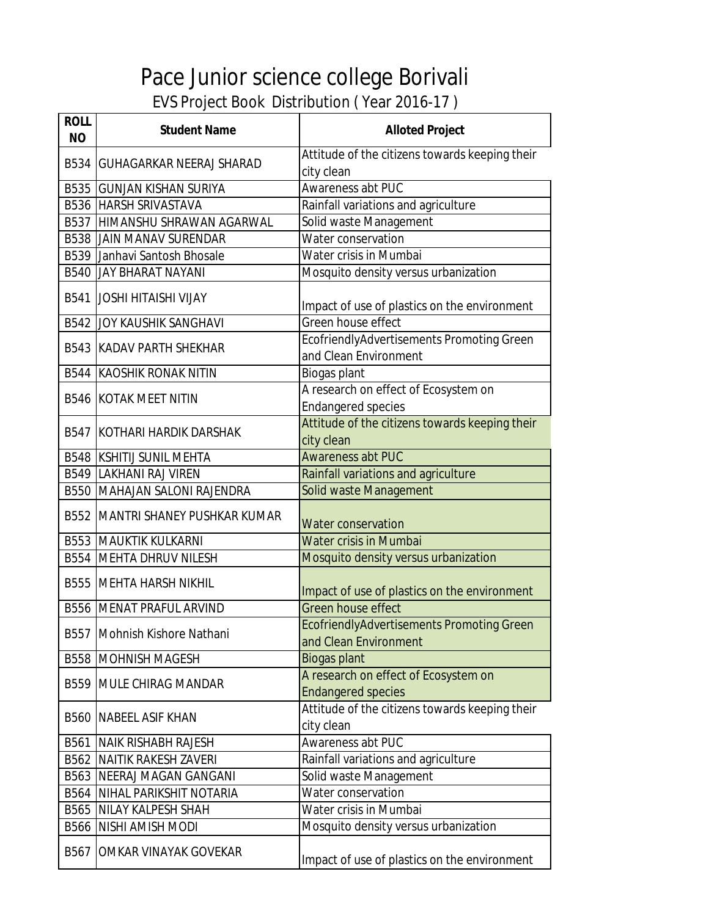# Pace Junior science college Borivali

## EVS Project Book Distribution ( Year 2016-17 )

| ROLL NO | Student Name | Alloted Project |
|---|---|---|
| B534 | GUHAGARKAR NEERAJ SHARAD | Attitude of the citizens towards keeping their city clean |
| B535 | GUNJAN KISHAN SURIYA | Awareness abt PUC |
| B536 | HARSH SRIVASTAVA | Rainfall variations and agriculture |
| B537 | HIMANSHU SHRAWAN AGARWAL | Solid waste Management |
| B538 | JAIN MANAV SURENDAR | Water conservation |
| B539 | Janhavi Santosh Bhosale | Water crisis in Mumbai |
| B540 | JAY BHARAT NAYANI | Mosquito density versus urbanization |
| B541 | JOSHI HITAISHI VIJAY | Impact of use of plastics on the environment |
| B542 | JOY KAUSHIK SANGHAVI | Green house effect |
| B543 | KADAV PARTH SHEKHAR | EcofriendlyAdvertisements Promoting Green and Clean Environment |
| B544 | KAOSHIK RONAK NITIN | Biogas plant |
| B546 | KOTAK MEET NITIN | A research on effect of Ecosystem on Endangered species |
| B547 | KOTHARI HARDIK DARSHAK | Attitude of the citizens towards keeping their city clean |
| B548 | KSHITIJ SUNIL MEHTA | Awareness abt PUC |
| B549 | LAKHANI RAJ VIREN | Rainfall variations and agriculture |
| B550 | MAHAJAN SALONI RAJENDRA | Solid waste Management |
| B552 | MANTRI SHANEY PUSHKAR KUMAR | Water conservation |
| B553 | MAUKTIK KULKARNI | Water crisis in Mumbai |
| B554 | MEHTA DHRUV NILESH | Mosquito density versus urbanization |
| B555 | MEHTA HARSH NIKHIL | Impact of use of plastics on the environment |
| B556 | MENAT PRAFUL ARVIND | Green house effect |
| B557 | Mohnish Kishore Nathani | EcofriendlyAdvertisements Promoting Green and Clean Environment |
| B558 | MOHNISH MAGESH | Biogas plant |
| B559 | MULE CHIRAG MANDAR | A research on effect of Ecosystem on Endangered species |
| B560 | NABEEL ASIF KHAN | Attitude of the citizens towards keeping their city clean |
| B561 | NAIK RISHABH RAJESH | Awareness abt PUC |
| B562 | NAITIK RAKESH ZAVERI | Rainfall variations and agriculture |
| B563 | NEERAJ MAGAN GANGANI | Solid waste Management |
| B564 | NIHAL PARIKSHIT NOTARIA | Water conservation |
| B565 | NILAY KALPESH SHAH | Water crisis in Mumbai |
| B566 | NISHI AMISH MODI | Mosquito density versus urbanization |
| B567 | OMKAR VINAYAK GOVEKAR | Impact of use of plastics on the environment |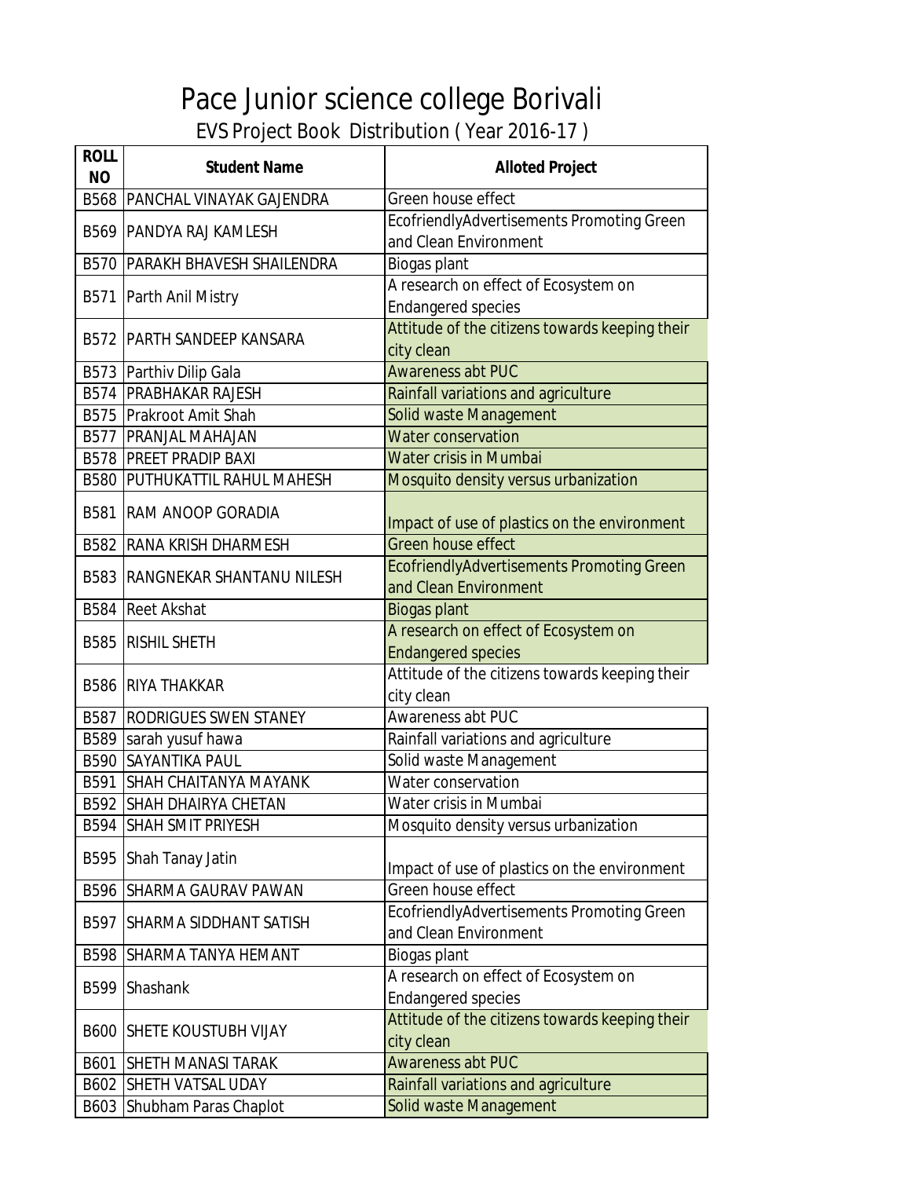# Pace Junior science college Borivali

## EVS Project Book Distribution ( Year 2016-17 )

| ROLL NO | Student Name | Alloted Project |
|---|---|---|
| B568 | PANCHAL VINAYAK GAJENDRA | Green house effect |
| B569 | PANDYA RAJ KAMLESH | EcofriendlyAdvertisements Promoting Green and Clean Environment |
| B570 | PARAKH BHAVESH SHAILENDRA | Biogas plant |
| B571 | Parth Anil Mistry | A research on effect of Ecosystem on Endangered species |
| B572 | PARTH SANDEEP KANSARA | Attitude of the citizens towards keeping their city clean |
| B573 | Parthiv Dilip Gala | Awareness abt PUC |
| B574 | PRABHAKAR RAJESH | Rainfall variations and agriculture |
| B575 | Prakroot Amit Shah | Solid waste Management |
| B577 | PRANJAL MAHAJAN | Water conservation |
| B578 | PREET PRADIP BAXI | Water crisis in Mumbai |
| B580 | PUTHUKATTIL RAHUL MAHESH | Mosquito density versus urbanization |
| B581 | RAM ANOOP GORADIA | Impact of use of plastics on the environment |
| B582 | RANA KRISH DHARMESH | Green house effect |
| B583 | RANGNEKAR SHANTANU NILESH | EcofriendlyAdvertisements Promoting Green and Clean Environment |
| B584 | Reet Akshat | Biogas plant |
| B585 | RISHIL SHETH | A research on effect of Ecosystem on Endangered species |
| B586 | RIYA THAKKAR | Attitude of the citizens towards keeping their city clean |
| B587 | RODRIGUES SWEN STANEY | Awareness abt PUC |
| B589 | sarah yusuf hawa | Rainfall variations and agriculture |
| B590 | SAYANTIKA PAUL | Solid waste Management |
| B591 | SHAH CHAITANYA MAYANK | Water conservation |
| B592 | SHAH DHAIRYA CHETAN | Water crisis in Mumbai |
| B594 | SHAH SMIT PRIYESH | Mosquito density versus urbanization |
| B595 | Shah Tanay Jatin | Impact of use of plastics on the environment |
| B596 | SHARMA GAURAV PAWAN | Green house effect |
| B597 | SHARMA SIDDHANT SATISH | EcofriendlyAdvertisements Promoting Green and Clean Environment |
| B598 | SHARMA TANYA HEMANT | Biogas plant |
| B599 | Shashank | A research on effect of Ecosystem on Endangered species |
| B600 | SHETE KOUSTUBH VIJAY | Attitude of the citizens towards keeping their city clean |
| B601 | SHETH MANASI TARAK | Awareness abt PUC |
| B602 | SHETH VATSAL UDAY | Rainfall variations and agriculture |
| B603 | Shubham Paras Chaplot | Solid waste Management |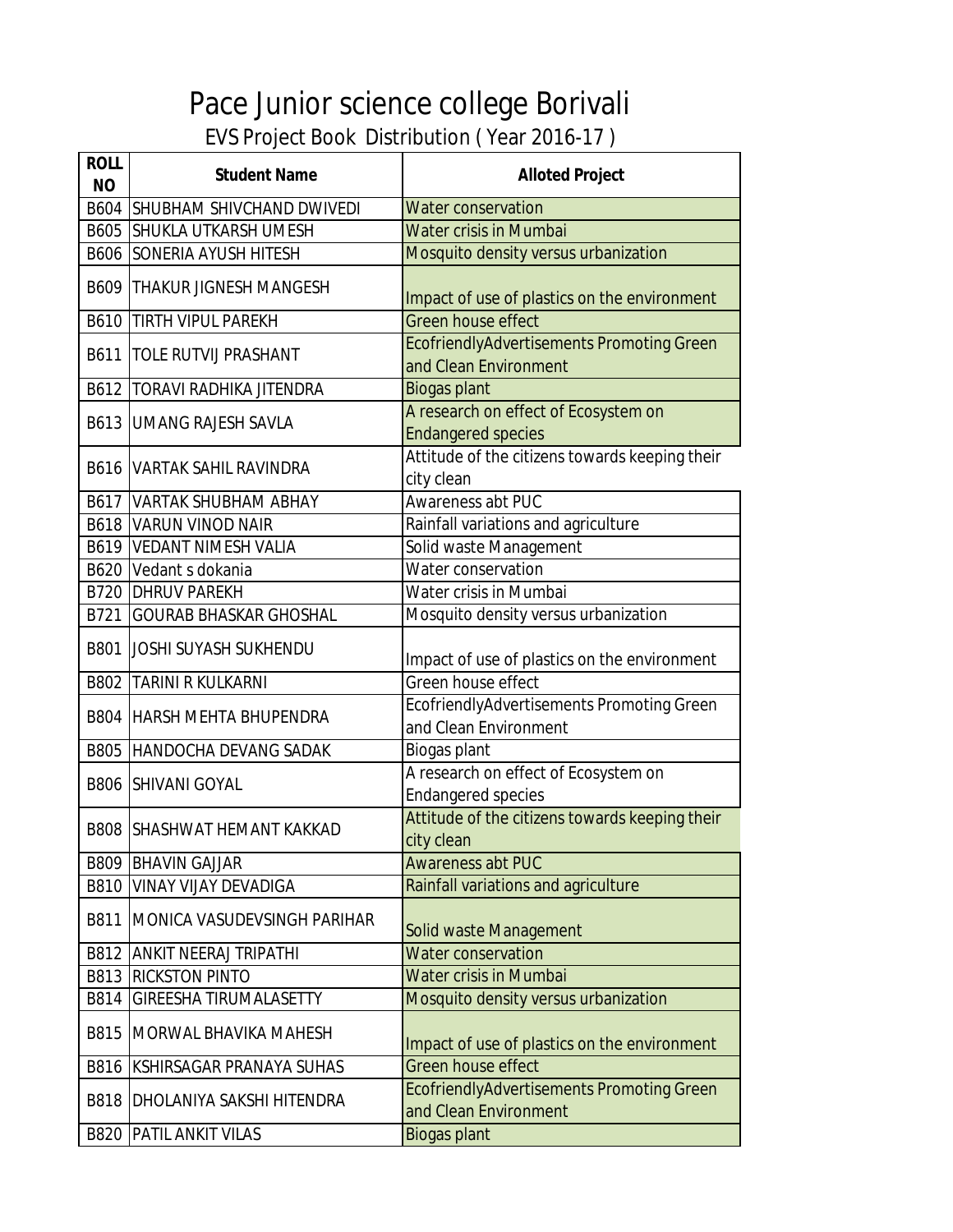# Pace Junior science college Borivali

## EVS Project Book Distribution ( Year 2016-17 )

| ROLL NO | Student Name | Alloted Project |
|---|---|---|
| B604 | SHUBHAM SHIVCHAND DWIVEDI | Water conservation |
| B605 | SHUKLA UTKARSH UMESH | Water crisis in Mumbai |
| B606 | SONERIA AYUSH HITESH | Mosquito density versus urbanization |
| B609 | THAKUR JIGNESH MANGESH | Impact of use of plastics on the environment |
| B610 | TIRTH VIPUL PAREKH | Green house effect |
| B611 | TOLE RUTVIJ PRASHANT | EcofriendlyAdvertisements Promoting Green and Clean Environment |
| B612 | TORAVI RADHIKA JITENDRA | Biogas plant |
| B613 | UMANG RAJESH SAVLA | A research on effect of Ecosystem on Endangered species |
| B616 | VARTAK SAHIL RAVINDRA | Attitude of the citizens towards keeping their city clean |
| B617 | VARTAK SHUBHAM ABHAY | Awareness abt PUC |
| B618 | VARUN VINOD NAIR | Rainfall variations and agriculture |
| B619 | VEDANT NIMESH VALIA | Solid waste Management |
| B620 | Vedant s dokania | Water conservation |
| B720 | DHRUV PAREKH | Water crisis in Mumbai |
| B721 | GOURAB BHASKAR GHOSHAL | Mosquito density versus urbanization |
| B801 | JOSHI SUYASH SUKHENDU | Impact of use of plastics on the environment |
| B802 | TARINI R KULKARNI | Green house effect |
| B804 | HARSH MEHTA BHUPENDRA | EcofriendlyAdvertisements Promoting Green and Clean Environment |
| B805 | HANDOCHA DEVANG SADAK | Biogas plant |
| B806 | SHIVANI GOYAL | A research on effect of Ecosystem on Endangered species |
| B808 | SHASHWAT HEMANT KAKKAD | Attitude of the citizens towards keeping their city clean |
| B809 | BHAVIN GAJJAR | Awareness abt PUC |
| B810 | VINAY VIJAY DEVADIGA | Rainfall variations and agriculture |
| B811 | MONICA VASUDEVSINGH PARIHAR | Solid waste Management |
| B812 | ANKIT NEERAJ TRIPATHI | Water conservation |
| B813 | RICKSTON PINTO | Water crisis in Mumbai |
| B814 | GIREESHA TIRUMALASETTY | Mosquito density versus urbanization |
| B815 | MORWAL BHAVIKA MAHESH | Impact of use of plastics on the environment |
| B816 | KSHIRSAGAR PRANAYA SUHAS | Green house effect |
| B818 | DHOLANIYA SAKSHI HITENDRA | EcofriendlyAdvertisements Promoting Green and Clean Environment |
| B820 | PATIL ANKIT VILAS | Biogas plant |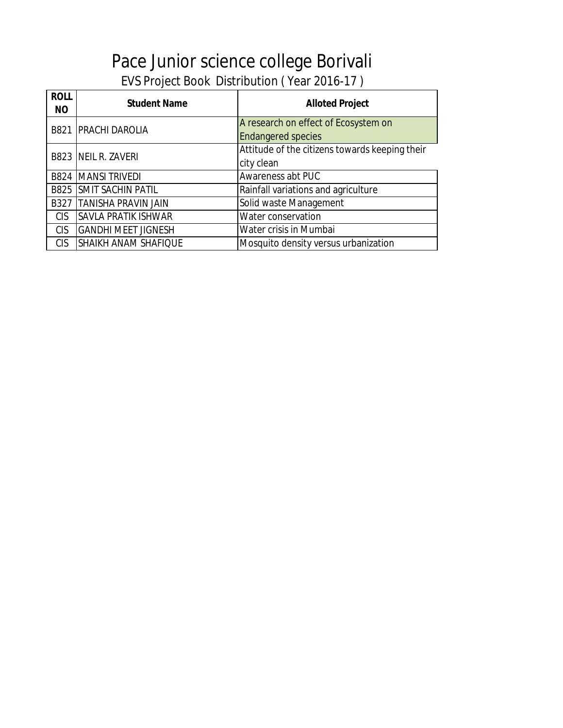# Pace Junior science college Borivali

## EVS Project Book Distribution ( Year 2016-17 )

| ROLL NO | Student Name | Alloted Project |
|---|---|---|
| B821 | PRACHI DAROLIA | A research on effect of Ecosystem on Endangered species |
| B823 | NEIL R. ZAVERI | Attitude of the citizens towards keeping their city clean |
| B824 | MANSI TRIVEDI | Awareness abt PUC |
| B825 | SMIT SACHIN PATIL | Rainfall variations and agriculture |
| B327 | TANISHA PRAVIN JAIN | Solid waste Management |
| CIS | SAVLA PRATIK ISHWAR | Water conservation |
| CIS | GANDHI MEET JIGNESH | Water crisis in Mumbai |
| CIS | SHAIKH ANAM SHAFIQUE | Mosquito density versus urbanization |